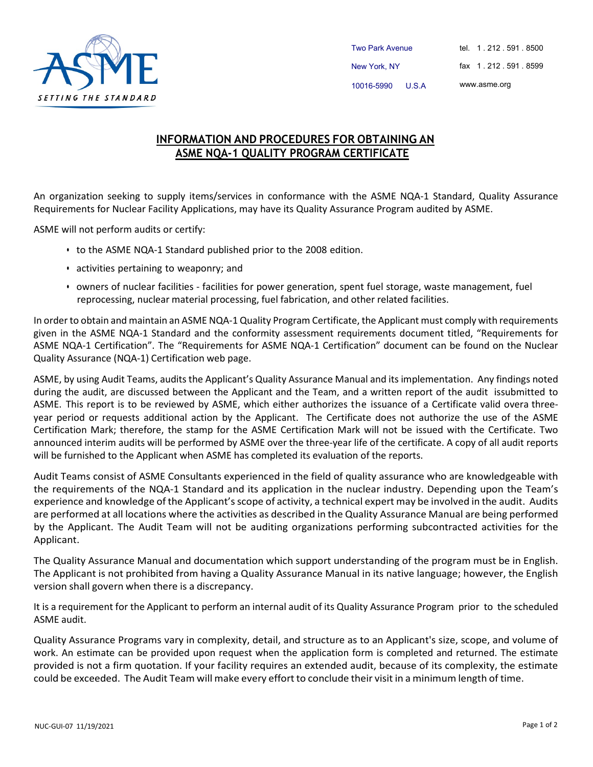ASME SETTING THE STANDARD

Two Park Avenue
New York, NY
10016-5990 U.S.A

tel. 1 . 212 . 591 . 8500
fax 1 . 212 . 591 . 8599
www.asme.org

# INFORMATION AND PROCEDURES FOR OBTAINING AN ASME NQA-1 QUALITY PROGRAM CERTIFICATE

An organization seeking to supply items/services in conformance with the ASME NQA-1 Standard, Quality Assurance Requirements for Nuclear Facility Applications, may have its Quality Assurance Program audited by ASME.

ASME will not perform audits or certify:

- to the ASME NQA-1 Standard published prior to the 2008 edition.
- activities pertaining to weaponry; and
- owners of nuclear facilities - facilities for power generation, spent fuel storage, waste management, fuel reprocessing, nuclear material processing, fuel fabrication, and other related facilities.

In order to obtain and maintain an ASME NQA-1 Quality Program Certificate, the Applicant must comply with requirements given in the ASME NQA-1 Standard and the conformity assessment requirements document titled, "Requirements for ASME NQA-1 Certification". The "Requirements for ASME NQA-1 Certification" document can be found on the Nuclear Quality Assurance (NQA-1) Certification web page.

ASME, by using Audit Teams, audits the Applicant's Quality Assurance Manual and its implementation. Any findings noted during the audit, are discussed between the Applicant and the Team, and a written report of the audit issubmitted to ASME. This report is to be reviewed by ASME, which either authorizes the issuance of a Certificate valid overa three-year period or requests additional action by the Applicant. The Certificate does not authorize the use of the ASME Certification Mark; therefore, the stamp for the ASME Certification Mark will not be issued with the Certificate. Two announced interim audits will be performed by ASME over the three-year life of the certificate. A copy of all audit reports will be furnished to the Applicant when ASME has completed its evaluation of the reports.

Audit Teams consist of ASME Consultants experienced in the field of quality assurance who are knowledgeable with the requirements of the NQA-1 Standard and its application in the nuclear industry. Depending upon the Team's experience and knowledge of the Applicant's scope of activity, a technical expert may be involved in the audit. Audits are performed at all locations where the activities as described in the Quality Assurance Manual are being performed by the Applicant. The Audit Team will not be auditing organizations performing subcontracted activities for the Applicant.

The Quality Assurance Manual and documentation which support understanding of the program must be in English. The Applicant is not prohibited from having a Quality Assurance Manual in its native language; however, the English version shall govern when there is a discrepancy.

It is a requirement for the Applicant to perform an internal audit of its Quality Assurance Program prior to the scheduled ASME audit.

Quality Assurance Programs vary in complexity, detail, and structure as to an Applicant's size, scope, and volume of work. An estimate can be provided upon request when the application form is completed and returned. The estimate provided is not a firm quotation. If your facility requires an extended audit, because of its complexity, the estimate could be exceeded. The Audit Team will make every effort to conclude their visit in a minimum length of time.

NUC-GUI-07 11/19/2021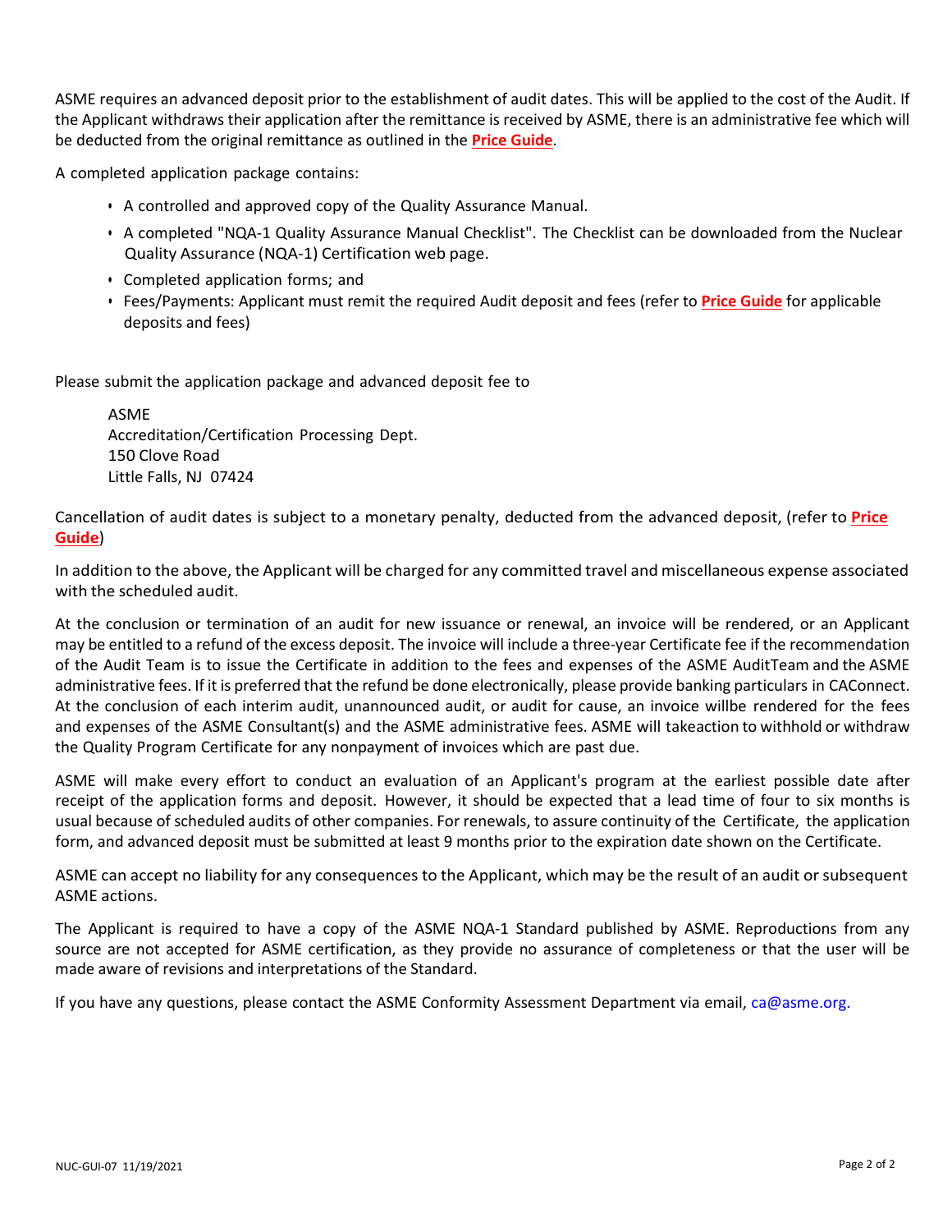ASME requires an advanced deposit prior to the establishment of audit dates. This will be applied to the cost of the Audit. If the Applicant withdraws their application after the remittance is received by ASME, there is an administrative fee which will be deducted from the original remittance as outlined in the **Price Guide**.

A completed application package contains:

- A controlled and approved copy of the Quality Assurance Manual.
- A completed "NQA-1 Quality Assurance Manual Checklist". The Checklist can be downloaded from the Nuclear Quality Assurance (NQA-1) Certification web page.
- Completed application forms; and
- Fees/Payments: Applicant must remit the required Audit deposit and fees (refer to **Price Guide** for applicable deposits and fees)

Please submit the application package and advanced deposit fee to

ASME
Accreditation/Certification Processing Dept.
150 Clove Road
Little Falls, NJ 07424

Cancellation of audit dates is subject to a monetary penalty, deducted from the advanced deposit, (refer to **Price Guide**)

In addition to the above, the Applicant will be charged for any committed travel and miscellaneous expense associated with the scheduled audit.

At the conclusion or termination of an audit for new issuance or renewal, an invoice will be rendered, or an Applicant may be entitled to a refund of the excess deposit. The invoice will include a three-year Certificate fee if the recommendation of the Audit Team is to issue the Certificate in addition to the fees and expenses of the ASME AuditTeam and the ASME administrative fees. If it is preferred that the refund be done electronically, please provide banking particulars in CAConnect. At the conclusion of each interim audit, unannounced audit, or audit for cause, an invoice willbe rendered for the fees and expenses of the ASME Consultant(s) and the ASME administrative fees. ASME will takeaction to withhold or withdraw the Quality Program Certificate for any nonpayment of invoices which are past due.

ASME will make every effort to conduct an evaluation of an Applicant's program at the earliest possible date after receipt of the application forms and deposit. However, it should be expected that a lead time of four to six months is usual because of scheduled audits of other companies. For renewals, to assure continuity of the Certificate, the application form, and advanced deposit must be submitted at least 9 months prior to the expiration date shown on the Certificate.

ASME can accept no liability for any consequences to the Applicant, which may be the result of an audit or subsequent ASME actions.

The Applicant is required to have a copy of the ASME NQA-1 Standard published by ASME. Reproductions from any source are not accepted for ASME certification, as they provide no assurance of completeness or that the user will be made aware of revisions and interpretations of the Standard.

If you have any questions, please contact the ASME Conformity Assessment Department via email, ca@asme.org.

NUC-GUI-07 11/19/2021